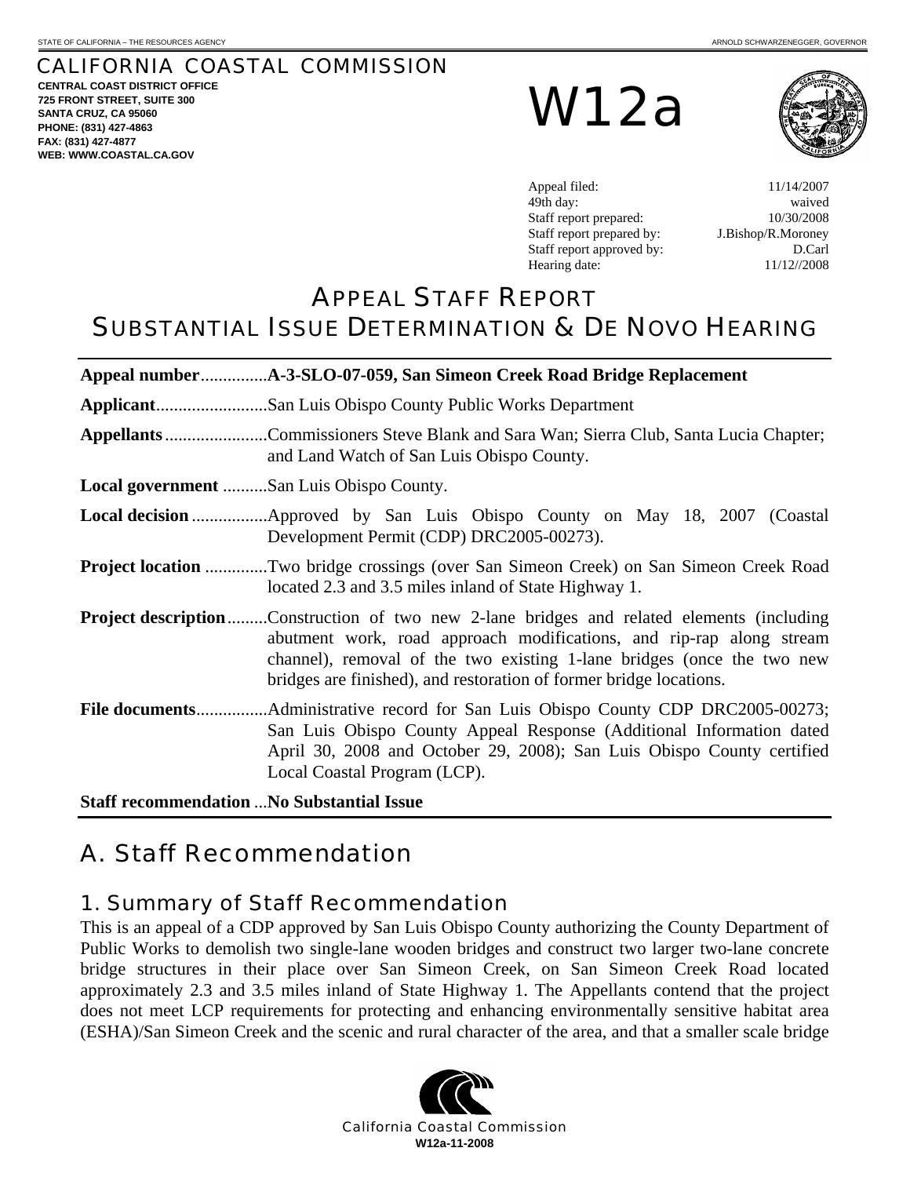STATE OF CALIFORNIA – THE RESOURCES AGENCY    ARNOLD SCHWARZENEGGER, GOVERNOR

# CALIFORNIA COASTAL COMMISSION

**CENTRAL COAST DISTRICT OFFICE**
**725 FRONT STREET, SUITE 300**
**SANTA CRUZ, CA 95060**
**PHONE: (831) 427-4863**
**FAX: (831) 427-4877**
**WEB: WWW.COASTAL.CA.GOV**

# W12a

| | |
|---|---|
| Appeal filed: | 11/14/2007 |
| 49th day: | waived |
| Staff report prepared: | 10/30/2008 |
| Staff report prepared by: | J.Bishop/R.Moroney |
| Staff report approved by: | D.Carl |
| Hearing date: | 11/12//2008 |

# APPEAL STAFF REPORT
# SUBSTANTIAL ISSUE DETERMINATION & DE NOVO HEARING

**Appeal number**...............**A-3-SLO-07-059, San Simeon Creek Road Bridge Replacement**

**Applicant**.........................San Luis Obispo County Public Works Department

**Appellants**.......................Commissioners Steve Blank and Sara Wan; Sierra Club, Santa Lucia Chapter; and Land Watch of San Luis Obispo County.

**Local government** ..........San Luis Obispo County.

**Local decision**.................Approved by San Luis Obispo County on May 18, 2007 (Coastal Development Permit (CDP) DRC2005-00273).

**Project location** ..............Two bridge crossings (over San Simeon Creek) on San Simeon Creek Road located 2.3 and 3.5 miles inland of State Highway 1.

**Project description**.........Construction of two new 2-lane bridges and related elements (including abutment work, road approach modifications, and rip-rap along stream channel), removal of the two existing 1-lane bridges (once the two new bridges are finished), and restoration of former bridge locations.

**File documents**................Administrative record for San Luis Obispo County CDP DRC2005-00273; San Luis Obispo County Appeal Response (Additional Information dated April 30, 2008 and October 29, 2008); San Luis Obispo County certified Local Coastal Program (LCP).

**Staff recommendation** ...**No Substantial Issue**

## A. Staff Recommendation

### 1. Summary of Staff Recommendation

This is an appeal of a CDP approved by San Luis Obispo County authorizing the County Department of Public Works to demolish two single-lane wooden bridges and construct two larger two-lane concrete bridge structures in their place over San Simeon Creek, on San Simeon Creek Road located approximately 2.3 and 3.5 miles inland of State Highway 1. The Appellants contend that the project does not meet LCP requirements for protecting and enhancing environmentally sensitive habitat area (ESHA)/San Simeon Creek and the scenic and rural character of the area, and that a smaller scale bridge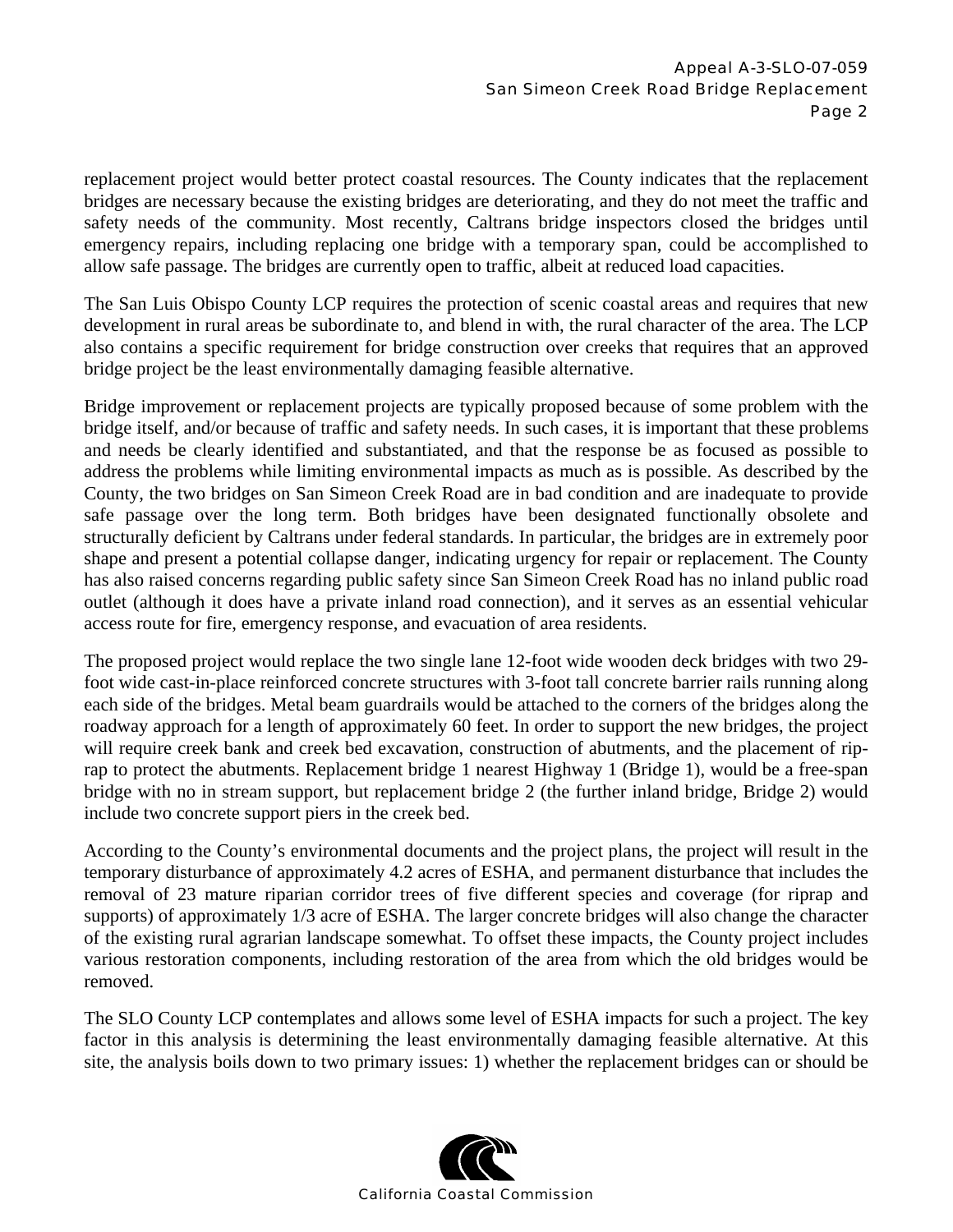replacement project would better protect coastal resources. The County indicates that the replacement bridges are necessary because the existing bridges are deteriorating, and they do not meet the traffic and safety needs of the community. Most recently, Caltrans bridge inspectors closed the bridges until emergency repairs, including replacing one bridge with a temporary span, could be accomplished to allow safe passage. The bridges are currently open to traffic, albeit at reduced load capacities.

The San Luis Obispo County LCP requires the protection of scenic coastal areas and requires that new development in rural areas be subordinate to, and blend in with, the rural character of the area. The LCP also contains a specific requirement for bridge construction over creeks that requires that an approved bridge project be the least environmentally damaging feasible alternative.

Bridge improvement or replacement projects are typically proposed because of some problem with the bridge itself, and/or because of traffic and safety needs. In such cases, it is important that these problems and needs be clearly identified and substantiated, and that the response be as focused as possible to address the problems while limiting environmental impacts as much as is possible. As described by the County, the two bridges on San Simeon Creek Road are in bad condition and are inadequate to provide safe passage over the long term. Both bridges have been designated functionally obsolete and structurally deficient by Caltrans under federal standards. In particular, the bridges are in extremely poor shape and present a potential collapse danger, indicating urgency for repair or replacement. The County has also raised concerns regarding public safety since San Simeon Creek Road has no inland public road outlet (although it does have a private inland road connection), and it serves as an essential vehicular access route for fire, emergency response, and evacuation of area residents.

The proposed project would replace the two single lane 12-foot wide wooden deck bridges with two 29-foot wide cast-in-place reinforced concrete structures with 3-foot tall concrete barrier rails running along each side of the bridges. Metal beam guardrails would be attached to the corners of the bridges along the roadway approach for a length of approximately 60 feet. In order to support the new bridges, the project will require creek bank and creek bed excavation, construction of abutments, and the placement of rip-rap to protect the abutments. Replacement bridge 1 nearest Highway 1 (Bridge 1), would be a free-span bridge with no in stream support, but replacement bridge 2 (the further inland bridge, Bridge 2) would include two concrete support piers in the creek bed.

According to the County's environmental documents and the project plans, the project will result in the temporary disturbance of approximately 4.2 acres of ESHA, and permanent disturbance that includes the removal of 23 mature riparian corridor trees of five different species and coverage (for riprap and supports) of approximately 1/3 acre of ESHA. The larger concrete bridges will also change the character of the existing rural agrarian landscape somewhat. To offset these impacts, the County project includes various restoration components, including restoration of the area from which the old bridges would be removed.

The SLO County LCP contemplates and allows some level of ESHA impacts for such a project. The key factor in this analysis is determining the least environmentally damaging feasible alternative. At this site, the analysis boils down to two primary issues: 1) whether the replacement bridges can or should be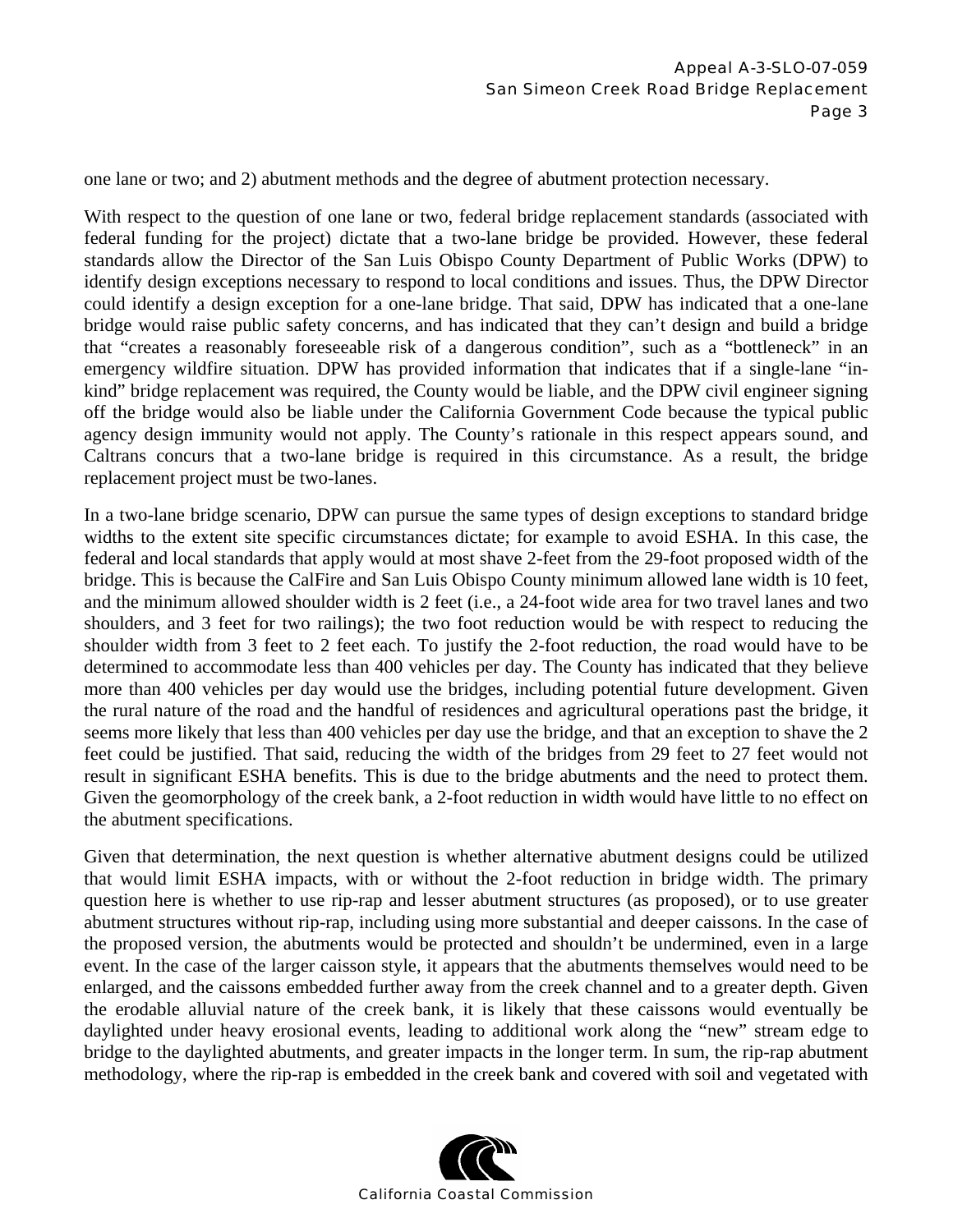one lane or two; and 2) abutment methods and the degree of abutment protection necessary.

With respect to the question of one lane or two, federal bridge replacement standards (associated with federal funding for the project) dictate that a two-lane bridge be provided. However, these federal standards allow the Director of the San Luis Obispo County Department of Public Works (DPW) to identify design exceptions necessary to respond to local conditions and issues. Thus, the DPW Director could identify a design exception for a one-lane bridge. That said, DPW has indicated that a one-lane bridge would raise public safety concerns, and has indicated that they can't design and build a bridge that "creates a reasonably foreseeable risk of a dangerous condition", such as a "bottleneck" in an emergency wildfire situation. DPW has provided information that indicates that if a single-lane "in-kind" bridge replacement was required, the County would be liable, and the DPW civil engineer signing off the bridge would also be liable under the California Government Code because the typical public agency design immunity would not apply. The County's rationale in this respect appears sound, and Caltrans concurs that a two-lane bridge is required in this circumstance. As a result, the bridge replacement project must be two-lanes.

In a two-lane bridge scenario, DPW can pursue the same types of design exceptions to standard bridge widths to the extent site specific circumstances dictate; for example to avoid ESHA. In this case, the federal and local standards that apply would at most shave 2-feet from the 29-foot proposed width of the bridge. This is because the CalFire and San Luis Obispo County minimum allowed lane width is 10 feet, and the minimum allowed shoulder width is 2 feet (i.e., a 24-foot wide area for two travel lanes and two shoulders, and 3 feet for two railings); the two foot reduction would be with respect to reducing the shoulder width from 3 feet to 2 feet each. To justify the 2-foot reduction, the road would have to be determined to accommodate less than 400 vehicles per day. The County has indicated that they believe more than 400 vehicles per day would use the bridges, including potential future development. Given the rural nature of the road and the handful of residences and agricultural operations past the bridge, it seems more likely that less than 400 vehicles per day use the bridge, and that an exception to shave the 2 feet could be justified. That said, reducing the width of the bridges from 29 feet to 27 feet would not result in significant ESHA benefits. This is due to the bridge abutments and the need to protect them. Given the geomorphology of the creek bank, a 2-foot reduction in width would have little to no effect on the abutment specifications.

Given that determination, the next question is whether alternative abutment designs could be utilized that would limit ESHA impacts, with or without the 2-foot reduction in bridge width. The primary question here is whether to use rip-rap and lesser abutment structures (as proposed), or to use greater abutment structures without rip-rap, including using more substantial and deeper caissons. In the case of the proposed version, the abutments would be protected and shouldn't be undermined, even in a large event. In the case of the larger caisson style, it appears that the abutments themselves would need to be enlarged, and the caissons embedded further away from the creek channel and to a greater depth. Given the erodable alluvial nature of the creek bank, it is likely that these caissons would eventually be daylighted under heavy erosional events, leading to additional work along the "new" stream edge to bridge to the daylighted abutments, and greater impacts in the longer term. In sum, the rip-rap abutment methodology, where the rip-rap is embedded in the creek bank and covered with soil and vegetated with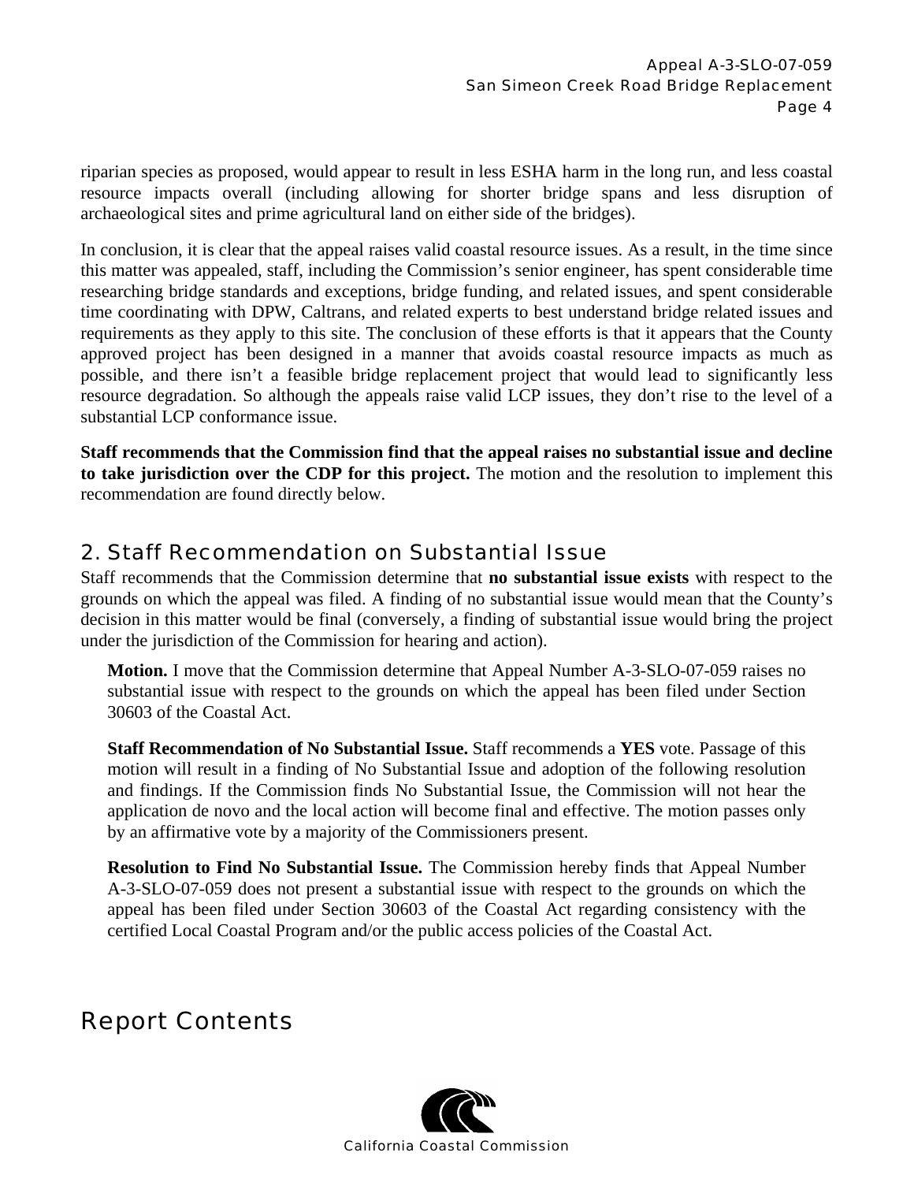riparian species as proposed, would appear to result in less ESHA harm in the long run, and less coastal resource impacts overall (including allowing for shorter bridge spans and less disruption of archaeological sites and prime agricultural land on either side of the bridges).

In conclusion, it is clear that the appeal raises valid coastal resource issues. As a result, in the time since this matter was appealed, staff, including the Commission's senior engineer, has spent considerable time researching bridge standards and exceptions, bridge funding, and related issues, and spent considerable time coordinating with DPW, Caltrans, and related experts to best understand bridge related issues and requirements as they apply to this site. The conclusion of these efforts is that it appears that the County approved project has been designed in a manner that avoids coastal resource impacts as much as possible, and there isn't a feasible bridge replacement project that would lead to significantly less resource degradation. So although the appeals raise valid LCP issues, they don't rise to the level of a substantial LCP conformance issue.

**Staff recommends that the Commission find that the appeal raises no substantial issue and decline to take jurisdiction over the CDP for this project.** The motion and the resolution to implement this recommendation are found directly below.

## 2. Staff Recommendation on Substantial Issue

Staff recommends that the Commission determine that **no substantial issue exists** with respect to the grounds on which the appeal was filed. A finding of no substantial issue would mean that the County's decision in this matter would be final (conversely, a finding of substantial issue would bring the project under the jurisdiction of the Commission for hearing and action).

**Motion.** I move that the Commission determine that Appeal Number A-3-SLO-07-059 raises no substantial issue with respect to the grounds on which the appeal has been filed under Section 30603 of the Coastal Act.

**Staff Recommendation of No Substantial Issue.** Staff recommends a **YES** vote. Passage of this motion will result in a finding of No Substantial Issue and adoption of the following resolution and findings. If the Commission finds No Substantial Issue, the Commission will not hear the application de novo and the local action will become final and effective. The motion passes only by an affirmative vote by a majority of the Commissioners present.

**Resolution to Find No Substantial Issue.** The Commission hereby finds that Appeal Number A-3-SLO-07-059 does not present a substantial issue with respect to the grounds on which the appeal has been filed under Section 30603 of the Coastal Act regarding consistency with the certified Local Coastal Program and/or the public access policies of the Coastal Act.

# Report Contents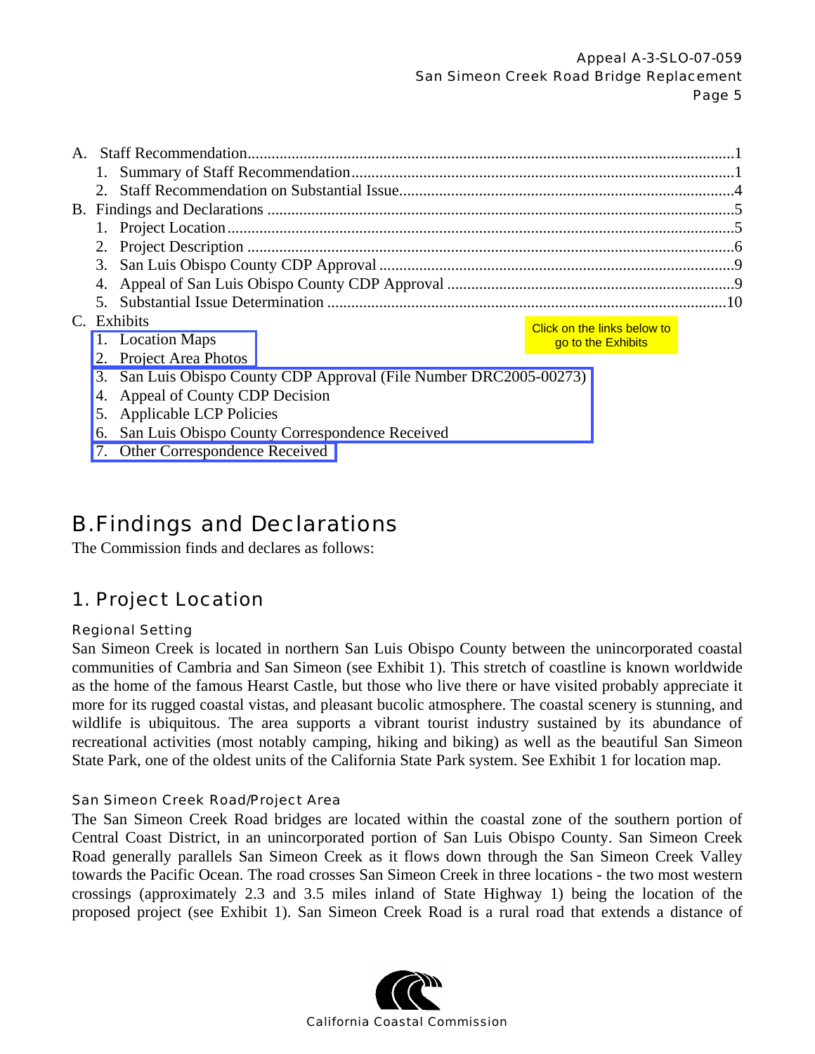A. Staff Recommendation...1
   1. Summary of Staff Recommendation...1
   2. Staff Recommendation on Substantial Issue...4
B. Findings and Declarations...5
   1. Project Location...5
   2. Project Description...6
   3. San Luis Obispo County CDP Approval...9
   4. Appeal of San Luis Obispo County CDP Approval...9
   5. Substantial Issue Determination...10
C. Exhibits

Click on the links below to go to the Exhibits

   1. Location Maps
   2. Project Area Photos
   3. San Luis Obispo County CDP Approval (File Number DRC2005-00273)
   4. Appeal of County CDP Decision
   5. Applicable LCP Policies
   6. San Luis Obispo County Correspondence Received
   7. Other Correspondence Received

# B. Findings and Declarations

The Commission finds and declares as follows:

## 1. Project Location

### Regional Setting

San Simeon Creek is located in northern San Luis Obispo County between the unincorporated coastal communities of Cambria and San Simeon (see Exhibit 1). This stretch of coastline is known worldwide as the home of the famous Hearst Castle, but those who live there or have visited probably appreciate it more for its rugged coastal vistas, and pleasant bucolic atmosphere. The coastal scenery is stunning, and wildlife is ubiquitous. The area supports a vibrant tourist industry sustained by its abundance of recreational activities (most notably camping, hiking and biking) as well as the beautiful San Simeon State Park, one of the oldest units of the California State Park system. See Exhibit 1 for location map.

### San Simeon Creek Road/Project Area

The San Simeon Creek Road bridges are located within the coastal zone of the southern portion of Central Coast District, in an unincorporated portion of San Luis Obispo County. San Simeon Creek Road generally parallels San Simeon Creek as it flows down through the San Simeon Creek Valley towards the Pacific Ocean. The road crosses San Simeon Creek in three locations - the two most western crossings (approximately 2.3 and 3.5 miles inland of State Highway 1) being the location of the proposed project (see Exhibit 1). San Simeon Creek Road is a rural road that extends a distance of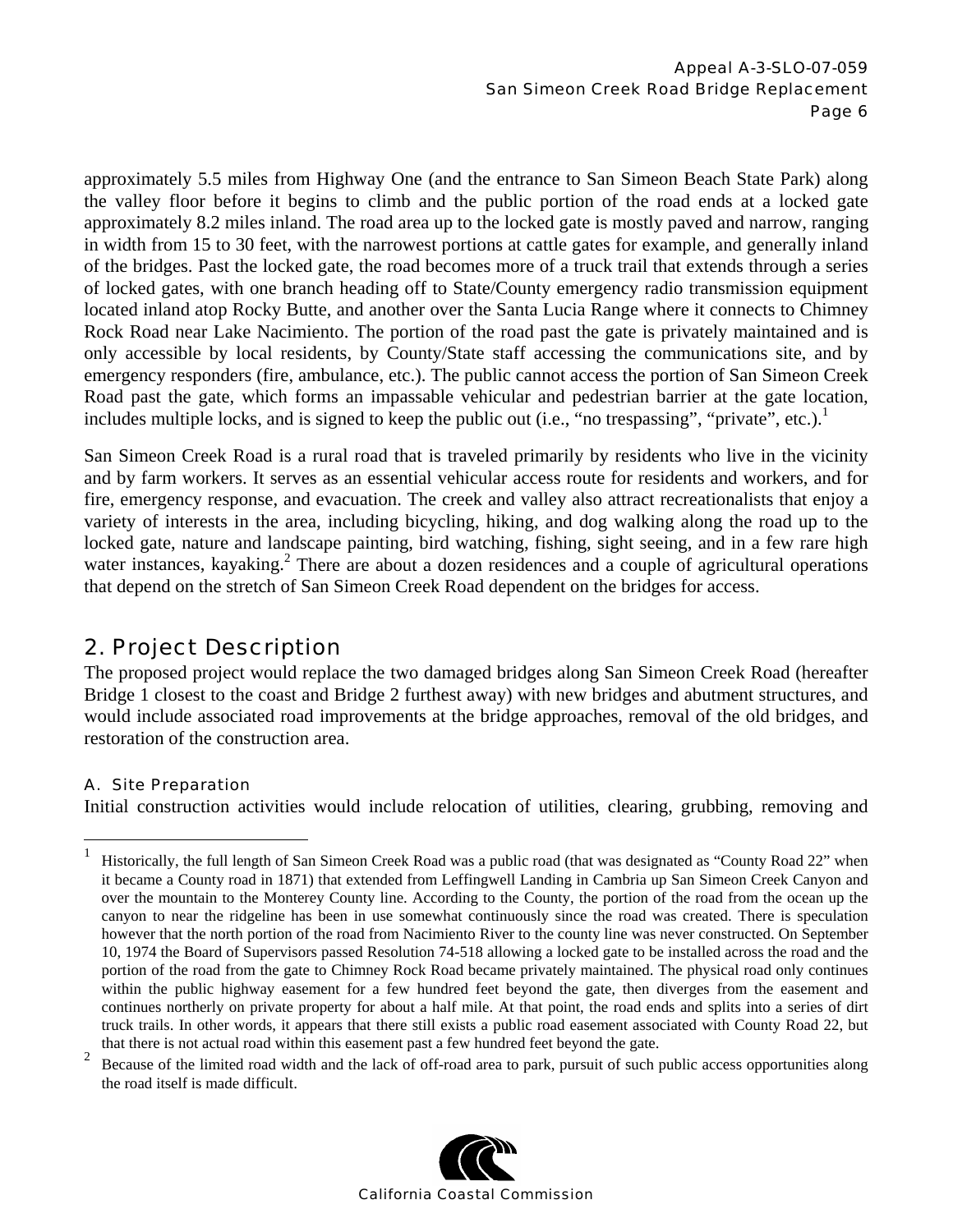approximately 5.5 miles from Highway One (and the entrance to San Simeon Beach State Park) along the valley floor before it begins to climb and the public portion of the road ends at a locked gate approximately 8.2 miles inland. The road area up to the locked gate is mostly paved and narrow, ranging in width from 15 to 30 feet, with the narrowest portions at cattle gates for example, and generally inland of the bridges. Past the locked gate, the road becomes more of a truck trail that extends through a series of locked gates, with one branch heading off to State/County emergency radio transmission equipment located inland atop Rocky Butte, and another over the Santa Lucia Range where it connects to Chimney Rock Road near Lake Nacimiento. The portion of the road past the gate is privately maintained and is only accessible by local residents, by County/State staff accessing the communications site, and by emergency responders (fire, ambulance, etc.). The public cannot access the portion of San Simeon Creek Road past the gate, which forms an impassable vehicular and pedestrian barrier at the gate location, includes multiple locks, and is signed to keep the public out (i.e., "no trespassing", "private", etc.).[1]

San Simeon Creek Road is a rural road that is traveled primarily by residents who live in the vicinity and by farm workers. It serves as an essential vehicular access route for residents and workers, and for fire, emergency response, and evacuation. The creek and valley also attract recreationalists that enjoy a variety of interests in the area, including bicycling, hiking, and dog walking along the road up to the locked gate, nature and landscape painting, bird watching, fishing, sight seeing, and in a few rare high water instances, kayaking.[2] There are about a dozen residences and a couple of agricultural operations that depend on the stretch of San Simeon Creek Road dependent on the bridges for access.

## 2. Project Description

The proposed project would replace the two damaged bridges along San Simeon Creek Road (hereafter Bridge 1 closest to the coast and Bridge 2 furthest away) with new bridges and abutment structures, and would include associated road improvements at the bridge approaches, removal of the old bridges, and restoration of the construction area.

### A. Site Preparation

Initial construction activities would include relocation of utilities, clearing, grubbing, removing and

---

[1] Historically, the full length of San Simeon Creek Road was a public road (that was designated as "County Road 22" when it became a County road in 1871) that extended from Leffingwell Landing in Cambria up San Simeon Creek Canyon and over the mountain to the Monterey County line. According to the County, the portion of the road from the ocean up the canyon to near the ridgeline has been in use somewhat continuously since the road was created. There is speculation however that the north portion of the road from Nacimiento River to the county line was never constructed. On September 10, 1974 the Board of Supervisors passed Resolution 74-518 allowing a locked gate to be installed across the road and the portion of the road from the gate to Chimney Rock Road became privately maintained. The physical road only continues within the public highway easement for a few hundred feet beyond the gate, then diverges from the easement and continues northerly on private property for about a half mile. At that point, the road ends and splits into a series of dirt truck trails. In other words, it appears that there still exists a public road easement associated with County Road 22, but that there is not actual road within this easement past a few hundred feet beyond the gate.

[2] Because of the limited road width and the lack of off-road area to park, pursuit of such public access opportunities along the road itself is made difficult.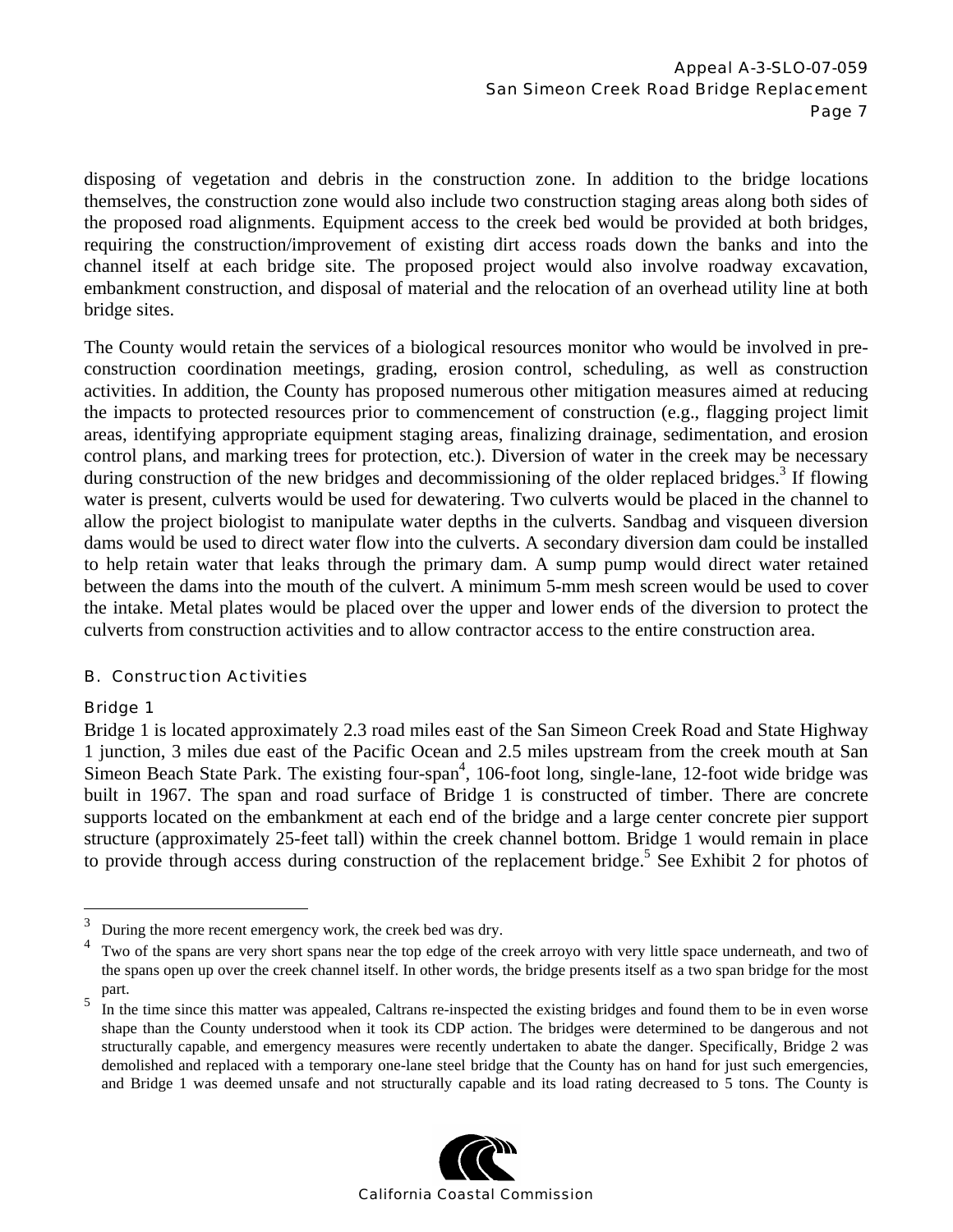disposing of vegetation and debris in the construction zone. In addition to the bridge locations themselves, the construction zone would also include two construction staging areas along both sides of the proposed road alignments. Equipment access to the creek bed would be provided at both bridges, requiring the construction/improvement of existing dirt access roads down the banks and into the channel itself at each bridge site. The proposed project would also involve roadway excavation, embankment construction, and disposal of material and the relocation of an overhead utility line at both bridge sites.

The County would retain the services of a biological resources monitor who would be involved in pre-construction coordination meetings, grading, erosion control, scheduling, as well as construction activities. In addition, the County has proposed numerous other mitigation measures aimed at reducing the impacts to protected resources prior to commencement of construction (e.g., flagging project limit areas, identifying appropriate equipment staging areas, finalizing drainage, sedimentation, and erosion control plans, and marking trees for protection, etc.). Diversion of water in the creek may be necessary during construction of the new bridges and decommissioning of the older replaced bridges.[3] If flowing water is present, culverts would be used for dewatering. Two culverts would be placed in the channel to allow the project biologist to manipulate water depths in the culverts. Sandbag and visqueen diversion dams would be used to direct water flow into the culverts. A secondary diversion dam could be installed to help retain water that leaks through the primary dam. A sump pump would direct water retained between the dams into the mouth of the culvert. A minimum 5-mm mesh screen would be used to cover the intake. Metal plates would be placed over the upper and lower ends of the diversion to protect the culverts from construction activities and to allow contractor access to the entire construction area.

## B. Construction Activities

### Bridge 1

Bridge 1 is located approximately 2.3 road miles east of the San Simeon Creek Road and State Highway 1 junction, 3 miles due east of the Pacific Ocean and 2.5 miles upstream from the creek mouth at San Simeon Beach State Park. The existing four-span[4], 106-foot long, single-lane, 12-foot wide bridge was built in 1967. The span and road surface of Bridge 1 is constructed of timber. There are concrete supports located on the embankment at each end of the bridge and a large center concrete pier support structure (approximately 25-feet tall) within the creek channel bottom. Bridge 1 would remain in place to provide through access during construction of the replacement bridge.[5] See Exhibit 2 for photos of

---

[3] During the more recent emergency work, the creek bed was dry.

[4] Two of the spans are very short spans near the top edge of the creek arroyo with very little space underneath, and two of the spans open up over the creek channel itself. In other words, the bridge presents itself as a two span bridge for the most part.

[5] In the time since this matter was appealed, Caltrans re-inspected the existing bridges and found them to be in even worse shape than the County understood when it took its CDP action. The bridges were determined to be dangerous and not structurally capable, and emergency measures were recently undertaken to abate the danger. Specifically, Bridge 2 was demolished and replaced with a temporary one-lane steel bridge that the County has on hand for just such emergencies, and Bridge 1 was deemed unsafe and not structurally capable and its load rating decreased to 5 tons. The County is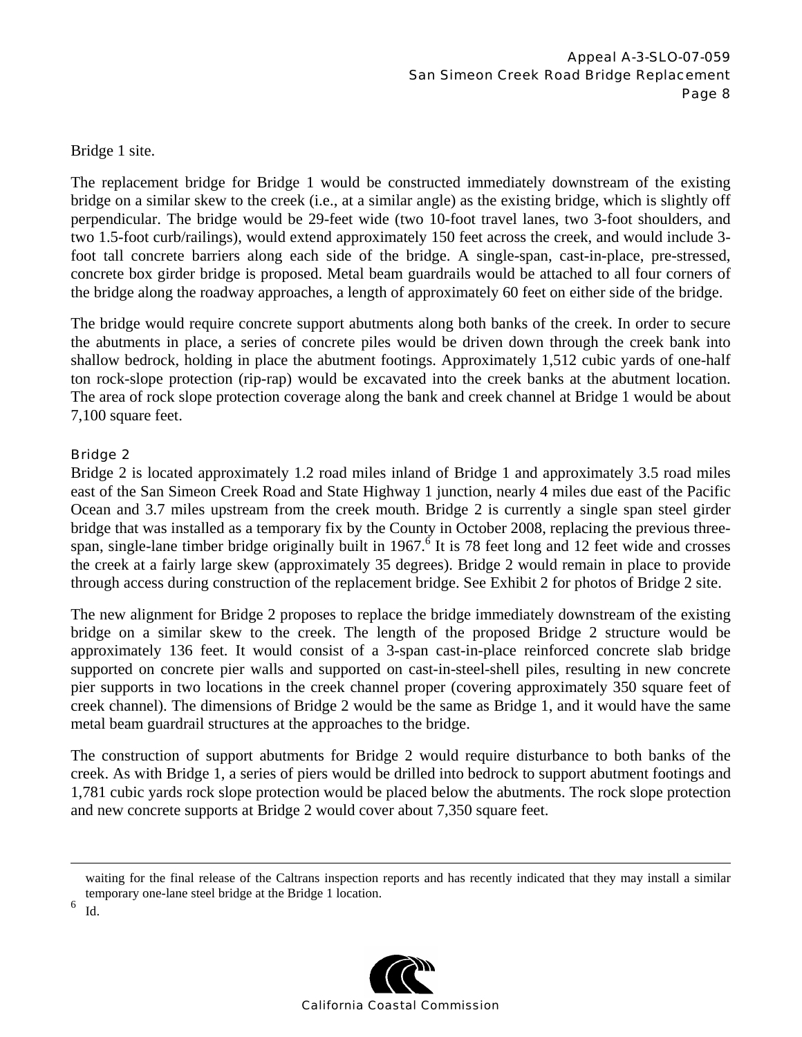Bridge 1 site.

The replacement bridge for Bridge 1 would be constructed immediately downstream of the existing bridge on a similar skew to the creek (i.e., at a similar angle) as the existing bridge, which is slightly off perpendicular. The bridge would be 29-feet wide (two 10-foot travel lanes, two 3-foot shoulders, and two 1.5-foot curb/railings), would extend approximately 150 feet across the creek, and would include 3-foot tall concrete barriers along each side of the bridge. A single-span, cast-in-place, pre-stressed, concrete box girder bridge is proposed. Metal beam guardrails would be attached to all four corners of the bridge along the roadway approaches, a length of approximately 60 feet on either side of the bridge.

The bridge would require concrete support abutments along both banks of the creek. In order to secure the abutments in place, a series of concrete piles would be driven down through the creek bank into shallow bedrock, holding in place the abutment footings. Approximately 1,512 cubic yards of one-half ton rock-slope protection (rip-rap) would be excavated into the creek banks at the abutment location. The area of rock slope protection coverage along the bank and creek channel at Bridge 1 would be about 7,100 square feet.

### Bridge 2

Bridge 2 is located approximately 1.2 road miles inland of Bridge 1 and approximately 3.5 road miles east of the San Simeon Creek Road and State Highway 1 junction, nearly 4 miles due east of the Pacific Ocean and 3.7 miles upstream from the creek mouth. Bridge 2 is currently a single span steel girder bridge that was installed as a temporary fix by the County in October 2008, replacing the previous three-span, single-lane timber bridge originally built in 1967.[6] It is 78 feet long and 12 feet wide and crosses the creek at a fairly large skew (approximately 35 degrees). Bridge 2 would remain in place to provide through access during construction of the replacement bridge. See Exhibit 2 for photos of Bridge 2 site.

The new alignment for Bridge 2 proposes to replace the bridge immediately downstream of the existing bridge on a similar skew to the creek. The length of the proposed Bridge 2 structure would be approximately 136 feet. It would consist of a 3-span cast-in-place reinforced concrete slab bridge supported on concrete pier walls and supported on cast-in-steel-shell piles, resulting in new concrete pier supports in two locations in the creek channel proper (covering approximately 350 square feet of creek channel). The dimensions of Bridge 2 would be the same as Bridge 1, and it would have the same metal beam guardrail structures at the approaches to the bridge.

The construction of support abutments for Bridge 2 would require disturbance to both banks of the creek. As with Bridge 1, a series of piers would be drilled into bedrock to support abutment footings and 1,781 cubic yards rock slope protection would be placed below the abutments. The rock slope protection and new concrete supports at Bridge 2 would cover about 7,350 square feet.

---

waiting for the final release of the Caltrans inspection reports and has recently indicated that they may install a similar temporary one-lane steel bridge at the Bridge 1 location.

[6] Id.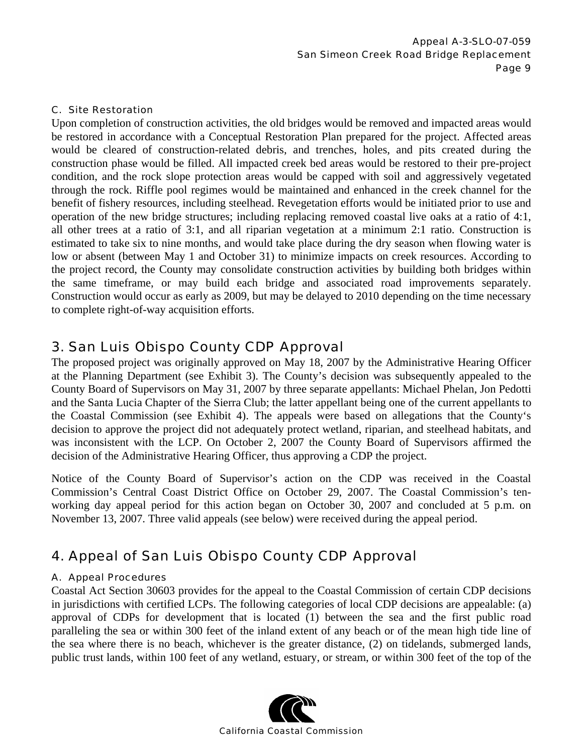### C. Site Restoration

Upon completion of construction activities, the old bridges would be removed and impacted areas would be restored in accordance with a Conceptual Restoration Plan prepared for the project. Affected areas would be cleared of construction-related debris, and trenches, holes, and pits created during the construction phase would be filled. All impacted creek bed areas would be restored to their pre-project condition, and the rock slope protection areas would be capped with soil and aggressively vegetated through the rock. Riffle pool regimes would be maintained and enhanced in the creek channel for the benefit of fishery resources, including steelhead. Revegetation efforts would be initiated prior to use and operation of the new bridge structures; including replacing removed coastal live oaks at a ratio of 4:1, all other trees at a ratio of 3:1, and all riparian vegetation at a minimum 2:1 ratio. Construction is estimated to take six to nine months, and would take place during the dry season when flowing water is low or absent (between May 1 and October 31) to minimize impacts on creek resources. According to the project record, the County may consolidate construction activities by building both bridges within the same timeframe, or may build each bridge and associated road improvements separately. Construction would occur as early as 2009, but may be delayed to 2010 depending on the time necessary to complete right-of-way acquisition efforts.

## 3. San Luis Obispo County CDP Approval

The proposed project was originally approved on May 18, 2007 by the Administrative Hearing Officer at the Planning Department (see Exhibit 3). The County's decision was subsequently appealed to the County Board of Supervisors on May 31, 2007 by three separate appellants: Michael Phelan, Jon Pedotti and the Santa Lucia Chapter of the Sierra Club; the latter appellant being one of the current appellants to the Coastal Commission (see Exhibit 4). The appeals were based on allegations that the County's decision to approve the project did not adequately protect wetland, riparian, and steelhead habitats, and was inconsistent with the LCP. On October 2, 2007 the County Board of Supervisors affirmed the decision of the Administrative Hearing Officer, thus approving a CDP the project.

Notice of the County Board of Supervisor's action on the CDP was received in the Coastal Commission's Central Coast District Office on October 29, 2007. The Coastal Commission's ten-working day appeal period for this action began on October 30, 2007 and concluded at 5 p.m. on November 13, 2007. Three valid appeals (see below) were received during the appeal period.

## 4. Appeal of San Luis Obispo County CDP Approval

### A. Appeal Procedures

Coastal Act Section 30603 provides for the appeal to the Coastal Commission of certain CDP decisions in jurisdictions with certified LCPs. The following categories of local CDP decisions are appealable: (a) approval of CDPs for development that is located (1) between the sea and the first public road paralleling the sea or within 300 feet of the inland extent of any beach or of the mean high tide line of the sea where there is no beach, whichever is the greater distance, (2) on tidelands, submerged lands, public trust lands, within 100 feet of any wetland, estuary, or stream, or within 300 feet of the top of the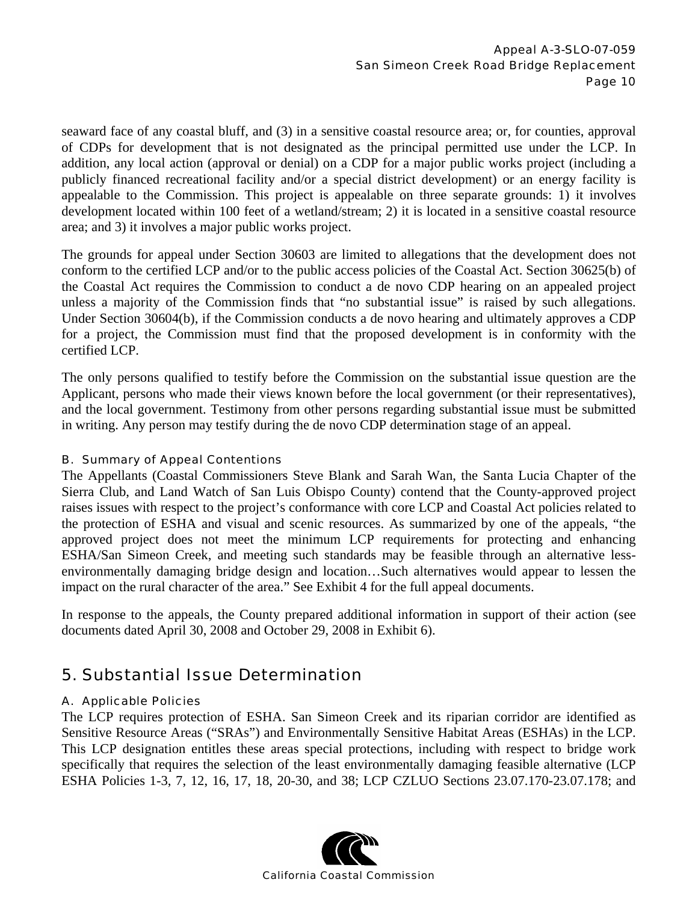seaward face of any coastal bluff, and (3) in a sensitive coastal resource area; or, for counties, approval of CDPs for development that is not designated as the principal permitted use under the LCP. In addition, any local action (approval or denial) on a CDP for a major public works project (including a publicly financed recreational facility and/or a special district development) or an energy facility is appealable to the Commission. This project is appealable on three separate grounds: 1) it involves development located within 100 feet of a wetland/stream; 2) it is located in a sensitive coastal resource area; and 3) it involves a major public works project.

The grounds for appeal under Section 30603 are limited to allegations that the development does not conform to the certified LCP and/or to the public access policies of the Coastal Act. Section 30625(b) of the Coastal Act requires the Commission to conduct a de novo CDP hearing on an appealed project unless a majority of the Commission finds that "no substantial issue" is raised by such allegations. Under Section 30604(b), if the Commission conducts a de novo hearing and ultimately approves a CDP for a project, the Commission must find that the proposed development is in conformity with the certified LCP.

The only persons qualified to testify before the Commission on the substantial issue question are the Applicant, persons who made their views known before the local government (or their representatives), and the local government. Testimony from other persons regarding substantial issue must be submitted in writing. Any person may testify during the de novo CDP determination stage of an appeal.

### B. Summary of Appeal Contentions

The Appellants (Coastal Commissioners Steve Blank and Sarah Wan, the Santa Lucia Chapter of the Sierra Club, and Land Watch of San Luis Obispo County) contend that the County-approved project raises issues with respect to the project's conformance with core LCP and Coastal Act policies related to the protection of ESHA and visual and scenic resources. As summarized by one of the appeals, "the approved project does not meet the minimum LCP requirements for protecting and enhancing ESHA/San Simeon Creek, and meeting such standards may be feasible through an alternative less-environmentally damaging bridge design and location…Such alternatives would appear to lessen the impact on the rural character of the area." See Exhibit 4 for the full appeal documents.

In response to the appeals, the County prepared additional information in support of their action (see documents dated April 30, 2008 and October 29, 2008 in Exhibit 6).

## 5. Substantial Issue Determination

### A. Applicable Policies

The LCP requires protection of ESHA. San Simeon Creek and its riparian corridor are identified as Sensitive Resource Areas ("SRAs") and Environmentally Sensitive Habitat Areas (ESHAs) in the LCP. This LCP designation entitles these areas special protections, including with respect to bridge work specifically that requires the selection of the least environmentally damaging feasible alternative (LCP ESHA Policies 1-3, 7, 12, 16, 17, 18, 20-30, and 38; LCP CZLUO Sections 23.07.170-23.07.178; and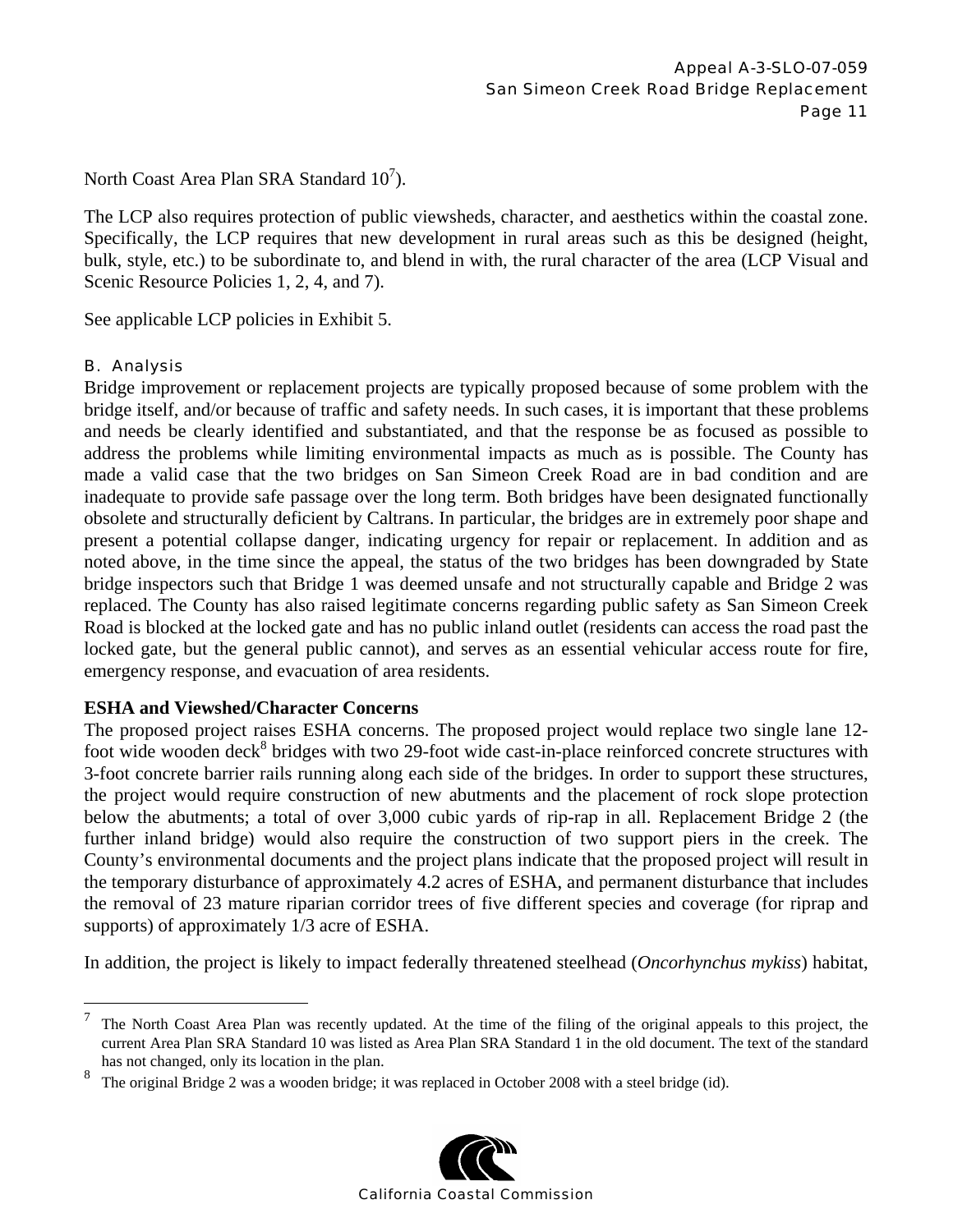North Coast Area Plan SRA Standard 10[7]).

The LCP also requires protection of public viewsheds, character, and aesthetics within the coastal zone. Specifically, the LCP requires that new development in rural areas such as this be designed (height, bulk, style, etc.) to be subordinate to, and blend in with, the rural character of the area (LCP Visual and Scenic Resource Policies 1, 2, 4, and 7).

See applicable LCP policies in Exhibit 5.

### B. Analysis

Bridge improvement or replacement projects are typically proposed because of some problem with the bridge itself, and/or because of traffic and safety needs. In such cases, it is important that these problems and needs be clearly identified and substantiated, and that the response be as focused as possible to address the problems while limiting environmental impacts as much as is possible. The County has made a valid case that the two bridges on San Simeon Creek Road are in bad condition and are inadequate to provide safe passage over the long term. Both bridges have been designated functionally obsolete and structurally deficient by Caltrans. In particular, the bridges are in extremely poor shape and present a potential collapse danger, indicating urgency for repair or replacement. In addition and as noted above, in the time since the appeal, the status of the two bridges has been downgraded by State bridge inspectors such that Bridge 1 was deemed unsafe and not structurally capable and Bridge 2 was replaced. The County has also raised legitimate concerns regarding public safety as San Simeon Creek Road is blocked at the locked gate and has no public inland outlet (residents can access the road past the locked gate, but the general public cannot), and serves as an essential vehicular access route for fire, emergency response, and evacuation of area residents.

**ESHA and Viewshed/Character Concerns**

The proposed project raises ESHA concerns. The proposed project would replace two single lane 12-foot wide wooden deck[8] bridges with two 29-foot wide cast-in-place reinforced concrete structures with 3-foot concrete barrier rails running along each side of the bridges. In order to support these structures, the project would require construction of new abutments and the placement of rock slope protection below the abutments; a total of over 3,000 cubic yards of rip-rap in all. Replacement Bridge 2 (the further inland bridge) would also require the construction of two support piers in the creek. The County's environmental documents and the project plans indicate that the proposed project will result in the temporary disturbance of approximately 4.2 acres of ESHA, and permanent disturbance that includes the removal of 23 mature riparian corridor trees of five different species and coverage (for riprap and supports) of approximately 1/3 acre of ESHA.

In addition, the project is likely to impact federally threatened steelhead (*Oncorhynchus mykiss*) habitat,

---

[7] The North Coast Area Plan was recently updated. At the time of the filing of the original appeals to this project, the current Area Plan SRA Standard 10 was listed as Area Plan SRA Standard 1 in the old document. The text of the standard has not changed, only its location in the plan.

[8] The original Bridge 2 was a wooden bridge; it was replaced in October 2008 with a steel bridge (id).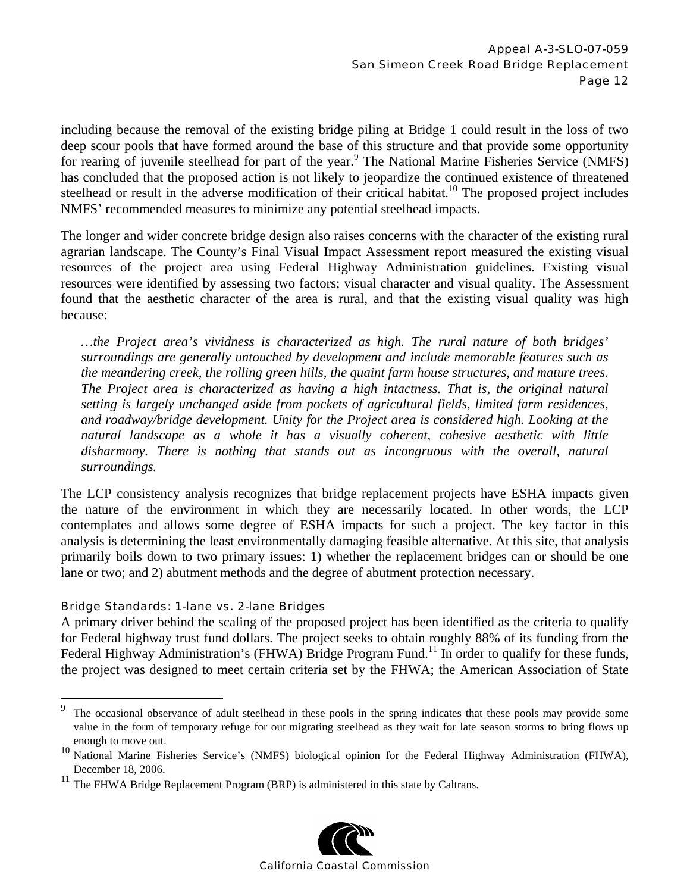including because the removal of the existing bridge piling at Bridge 1 could result in the loss of two deep scour pools that have formed around the base of this structure and that provide some opportunity for rearing of juvenile steelhead for part of the year.[9] The National Marine Fisheries Service (NMFS) has concluded that the proposed action is not likely to jeopardize the continued existence of threatened steelhead or result in the adverse modification of their critical habitat.[10] The proposed project includes NMFS' recommended measures to minimize any potential steelhead impacts.

The longer and wider concrete bridge design also raises concerns with the character of the existing rural agrarian landscape. The County's Final Visual Impact Assessment report measured the existing visual resources of the project area using Federal Highway Administration guidelines. Existing visual resources were identified by assessing two factors; visual character and visual quality. The Assessment found that the aesthetic character of the area is rural, and that the existing visual quality was high because:

> *…the Project area's vividness is characterized as high. The rural nature of both bridges' surroundings are generally untouched by development and include memorable features such as the meandering creek, the rolling green hills, the quaint farm house structures, and mature trees. The Project area is characterized as having a high intactness. That is, the original natural setting is largely unchanged aside from pockets of agricultural fields, limited farm residences, and roadway/bridge development. Unity for the Project area is considered high. Looking at the natural landscape as a whole it has a visually coherent, cohesive aesthetic with little disharmony. There is nothing that stands out as incongruous with the overall, natural surroundings.*

The LCP consistency analysis recognizes that bridge replacement projects have ESHA impacts given the nature of the environment in which they are necessarily located. In other words, the LCP contemplates and allows some degree of ESHA impacts for such a project. The key factor in this analysis is determining the least environmentally damaging feasible alternative. At this site, that analysis primarily boils down to two primary issues: 1) whether the replacement bridges can or should be one lane or two; and 2) abutment methods and the degree of abutment protection necessary.

### Bridge Standards: 1-lane vs. 2-lane Bridges

A primary driver behind the scaling of the proposed project has been identified as the criteria to qualify for Federal highway trust fund dollars. The project seeks to obtain roughly 88% of its funding from the Federal Highway Administration's (FHWA) Bridge Program Fund.[11] In order to qualify for these funds, the project was designed to meet certain criteria set by the FHWA; the American Association of State

---

[9] The occasional observance of adult steelhead in these pools in the spring indicates that these pools may provide some value in the form of temporary refuge for out migrating steelhead as they wait for late season storms to bring flows up enough to move out.

[10] National Marine Fisheries Service's (NMFS) biological opinion for the Federal Highway Administration (FHWA), December 18, 2006.

[11] The FHWA Bridge Replacement Program (BRP) is administered in this state by Caltrans.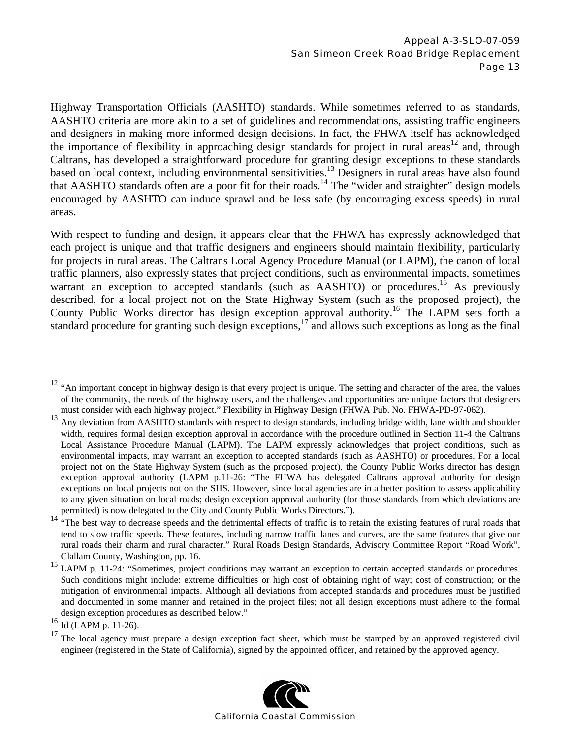Highway Transportation Officials (AASHTO) standards. While sometimes referred to as standards, AASHTO criteria are more akin to a set of guidelines and recommendations, assisting traffic engineers and designers in making more informed design decisions. In fact, the FHWA itself has acknowledged the importance of flexibility in approaching design standards for project in rural areas[12] and, through Caltrans, has developed a straightforward procedure for granting design exceptions to these standards based on local context, including environmental sensitivities.[13] Designers in rural areas have also found that AASHTO standards often are a poor fit for their roads.[14] The "wider and straighter" design models encouraged by AASHTO can induce sprawl and be less safe (by encouraging excess speeds) in rural areas.

With respect to funding and design, it appears clear that the FHWA has expressly acknowledged that each project is unique and that traffic designers and engineers should maintain flexibility, particularly for projects in rural areas. The Caltrans Local Agency Procedure Manual (or LAPM), the canon of local traffic planners, also expressly states that project conditions, such as environmental impacts, sometimes warrant an exception to accepted standards (such as AASHTO) or procedures.[15] As previously described, for a local project not on the State Highway System (such as the proposed project), the County Public Works director has design exception approval authority.[16] The LAPM sets forth a standard procedure for granting such design exceptions,[17] and allows such exceptions as long as the final

---

[12] "An important concept in highway design is that every project is unique. The setting and character of the area, the values of the community, the needs of the highway users, and the challenges and opportunities are unique factors that designers must consider with each highway project." Flexibility in Highway Design (FHWA Pub. No. FHWA-PD-97-062).

[13] Any deviation from AASHTO standards with respect to design standards, including bridge width, lane width and shoulder width, requires formal design exception approval in accordance with the procedure outlined in Section 11-4 the Caltrans Local Assistance Procedure Manual (LAPM). The LAPM expressly acknowledges that project conditions, such as environmental impacts, may warrant an exception to accepted standards (such as AASHTO) or procedures. For a local project not on the State Highway System (such as the proposed project), the County Public Works director has design exception approval authority (LAPM p.11-26: "The FHWA has delegated Caltrans approval authority for design exceptions on local projects not on the SHS. However, since local agencies are in a better position to assess applicability to any given situation on local roads; design exception approval authority (for those standards from which deviations are permitted) is now delegated to the City and County Public Works Directors.").

[14] "The best way to decrease speeds and the detrimental effects of traffic is to retain the existing features of rural roads that tend to slow traffic speeds. These features, including narrow traffic lanes and curves, are the same features that give our rural roads their charm and rural character." Rural Roads Design Standards, Advisory Committee Report "Road Work", Clallam County, Washington, pp. 16.

[15] LAPM p. 11-24: "Sometimes, project conditions may warrant an exception to certain accepted standards or procedures. Such conditions might include: extreme difficulties or high cost of obtaining right of way; cost of construction; or the mitigation of environmental impacts. Although all deviations from accepted standards and procedures must be justified and documented in some manner and retained in the project files; not all design exceptions must adhere to the formal design exception procedures as described below."

[16] Id (LAPM p. 11-26).

[17] The local agency must prepare a design exception fact sheet, which must be stamped by an approved registered civil engineer (registered in the State of California), signed by the appointed officer, and retained by the approved agency.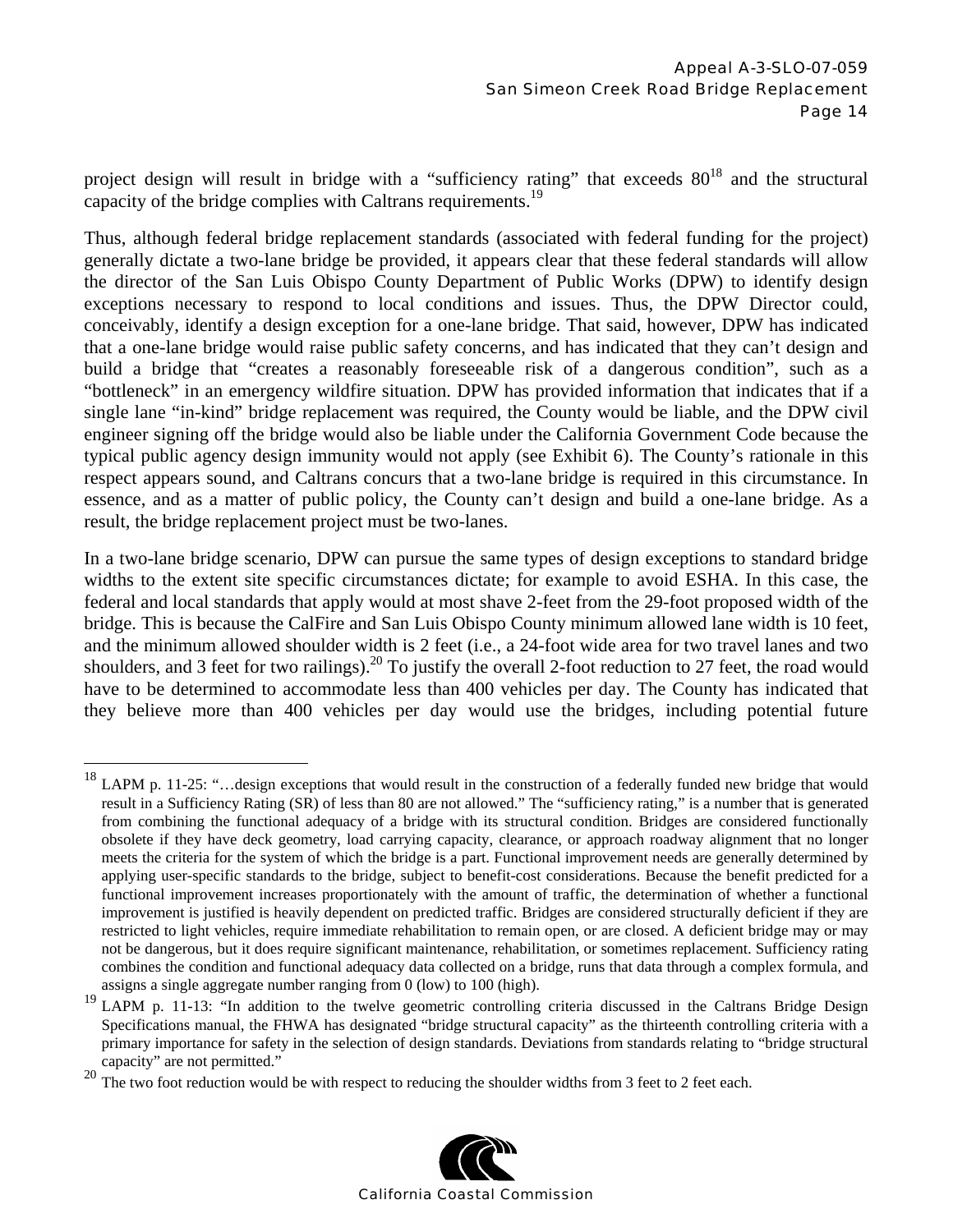project design will result in bridge with a "sufficiency rating" that exceeds 80[18] and the structural capacity of the bridge complies with Caltrans requirements.[19]

Thus, although federal bridge replacement standards (associated with federal funding for the project) generally dictate a two-lane bridge be provided, it appears clear that these federal standards will allow the director of the San Luis Obispo County Department of Public Works (DPW) to identify design exceptions necessary to respond to local conditions and issues. Thus, the DPW Director could, conceivably, identify a design exception for a one-lane bridge. That said, however, DPW has indicated that a one-lane bridge would raise public safety concerns, and has indicated that they can't design and build a bridge that "creates a reasonably foreseeable risk of a dangerous condition", such as a "bottleneck" in an emergency wildfire situation. DPW has provided information that indicates that if a single lane "in-kind" bridge replacement was required, the County would be liable, and the DPW civil engineer signing off the bridge would also be liable under the California Government Code because the typical public agency design immunity would not apply (see Exhibit 6). The County's rationale in this respect appears sound, and Caltrans concurs that a two-lane bridge is required in this circumstance. In essence, and as a matter of public policy, the County can't design and build a one-lane bridge. As a result, the bridge replacement project must be two-lanes.

In a two-lane bridge scenario, DPW can pursue the same types of design exceptions to standard bridge widths to the extent site specific circumstances dictate; for example to avoid ESHA. In this case, the federal and local standards that apply would at most shave 2-feet from the 29-foot proposed width of the bridge. This is because the CalFire and San Luis Obispo County minimum allowed lane width is 10 feet, and the minimum allowed shoulder width is 2 feet (i.e., a 24-foot wide area for two travel lanes and two shoulders, and 3 feet for two railings).[20] To justify the overall 2-foot reduction to 27 feet, the road would have to be determined to accommodate less than 400 vehicles per day. The County has indicated that they believe more than 400 vehicles per day would use the bridges, including potential future

---

[18] LAPM p. 11-25: "…design exceptions that would result in the construction of a federally funded new bridge that would result in a Sufficiency Rating (SR) of less than 80 are not allowed." The "sufficiency rating," is a number that is generated from combining the functional adequacy of a bridge with its structural condition. Bridges are considered functionally obsolete if they have deck geometry, load carrying capacity, clearance, or approach roadway alignment that no longer meets the criteria for the system of which the bridge is a part. Functional improvement needs are generally determined by applying user-specific standards to the bridge, subject to benefit-cost considerations. Because the benefit predicted for a functional improvement increases proportionately with the amount of traffic, the determination of whether a functional improvement is justified is heavily dependent on predicted traffic. Bridges are considered structurally deficient if they are restricted to light vehicles, require immediate rehabilitation to remain open, or are closed. A deficient bridge may or may not be dangerous, but it does require significant maintenance, rehabilitation, or sometimes replacement. Sufficiency rating combines the condition and functional adequacy data collected on a bridge, runs that data through a complex formula, and assigns a single aggregate number ranging from 0 (low) to 100 (high).

[19] LAPM p. 11-13: "In addition to the twelve geometric controlling criteria discussed in the Caltrans Bridge Design Specifications manual, the FHWA has designated "bridge structural capacity" as the thirteenth controlling criteria with a primary importance for safety in the selection of design standards. Deviations from standards relating to "bridge structural capacity" are not permitted."

[20] The two foot reduction would be with respect to reducing the shoulder widths from 3 feet to 2 feet each.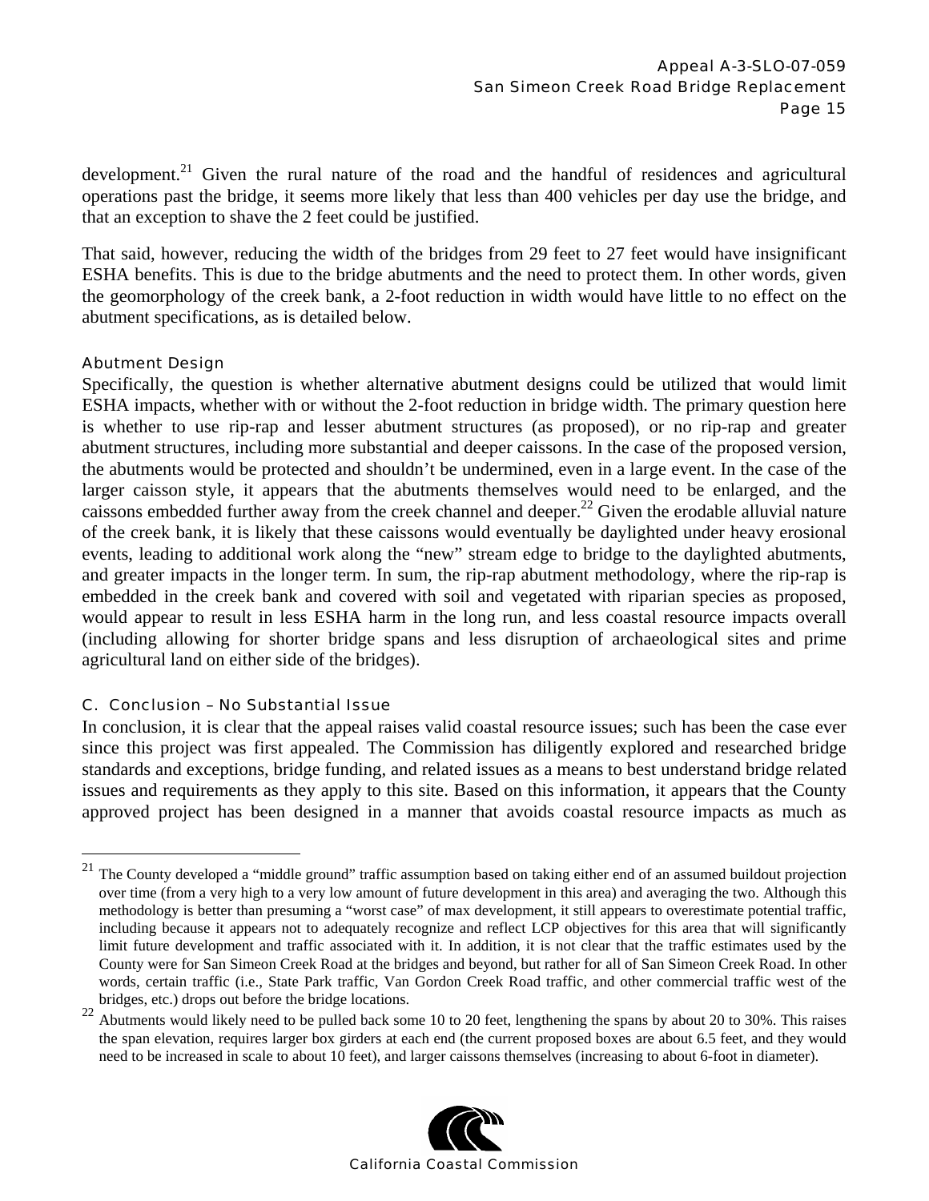development.[21] Given the rural nature of the road and the handful of residences and agricultural operations past the bridge, it seems more likely that less than 400 vehicles per day use the bridge, and that an exception to shave the 2 feet could be justified.

That said, however, reducing the width of the bridges from 29 feet to 27 feet would have insignificant ESHA benefits. This is due to the bridge abutments and the need to protect them. In other words, given the geomorphology of the creek bank, a 2-foot reduction in width would have little to no effect on the abutment specifications, as is detailed below.

#### Abutment Design

Specifically, the question is whether alternative abutment designs could be utilized that would limit ESHA impacts, whether with or without the 2-foot reduction in bridge width. The primary question here is whether to use rip-rap and lesser abutment structures (as proposed), or no rip-rap and greater abutment structures, including more substantial and deeper caissons. In the case of the proposed version, the abutments would be protected and shouldn't be undermined, even in a large event. In the case of the larger caisson style, it appears that the abutments themselves would need to be enlarged, and the caissons embedded further away from the creek channel and deeper.[22] Given the erodable alluvial nature of the creek bank, it is likely that these caissons would eventually be daylighted under heavy erosional events, leading to additional work along the "new" stream edge to bridge to the daylighted abutments, and greater impacts in the longer term. In sum, the rip-rap abutment methodology, where the rip-rap is embedded in the creek bank and covered with soil and vegetated with riparian species as proposed, would appear to result in less ESHA harm in the long run, and less coastal resource impacts overall (including allowing for shorter bridge spans and less disruption of archaeological sites and prime agricultural land on either side of the bridges).

### C. Conclusion – No Substantial Issue

In conclusion, it is clear that the appeal raises valid coastal resource issues; such has been the case ever since this project was first appealed. The Commission has diligently explored and researched bridge standards and exceptions, bridge funding, and related issues as a means to best understand bridge related issues and requirements as they apply to this site. Based on this information, it appears that the County approved project has been designed in a manner that avoids coastal resource impacts as much as

---

[21] The County developed a "middle ground" traffic assumption based on taking either end of an assumed buildout projection over time (from a very high to a very low amount of future development in this area) and averaging the two. Although this methodology is better than presuming a "worst case" of max development, it still appears to overestimate potential traffic, including because it appears not to adequately recognize and reflect LCP objectives for this area that will significantly limit future development and traffic associated with it. In addition, it is not clear that the traffic estimates used by the County were for San Simeon Creek Road at the bridges and beyond, but rather for all of San Simeon Creek Road. In other words, certain traffic (i.e., State Park traffic, Van Gordon Creek Road traffic, and other commercial traffic west of the bridges, etc.) drops out before the bridge locations.

[22] Abutments would likely need to be pulled back some 10 to 20 feet, lengthening the spans by about 20 to 30%. This raises the span elevation, requires larger box girders at each end (the current proposed boxes are about 6.5 feet, and they would need to be increased in scale to about 10 feet), and larger caissons themselves (increasing to about 6-foot in diameter).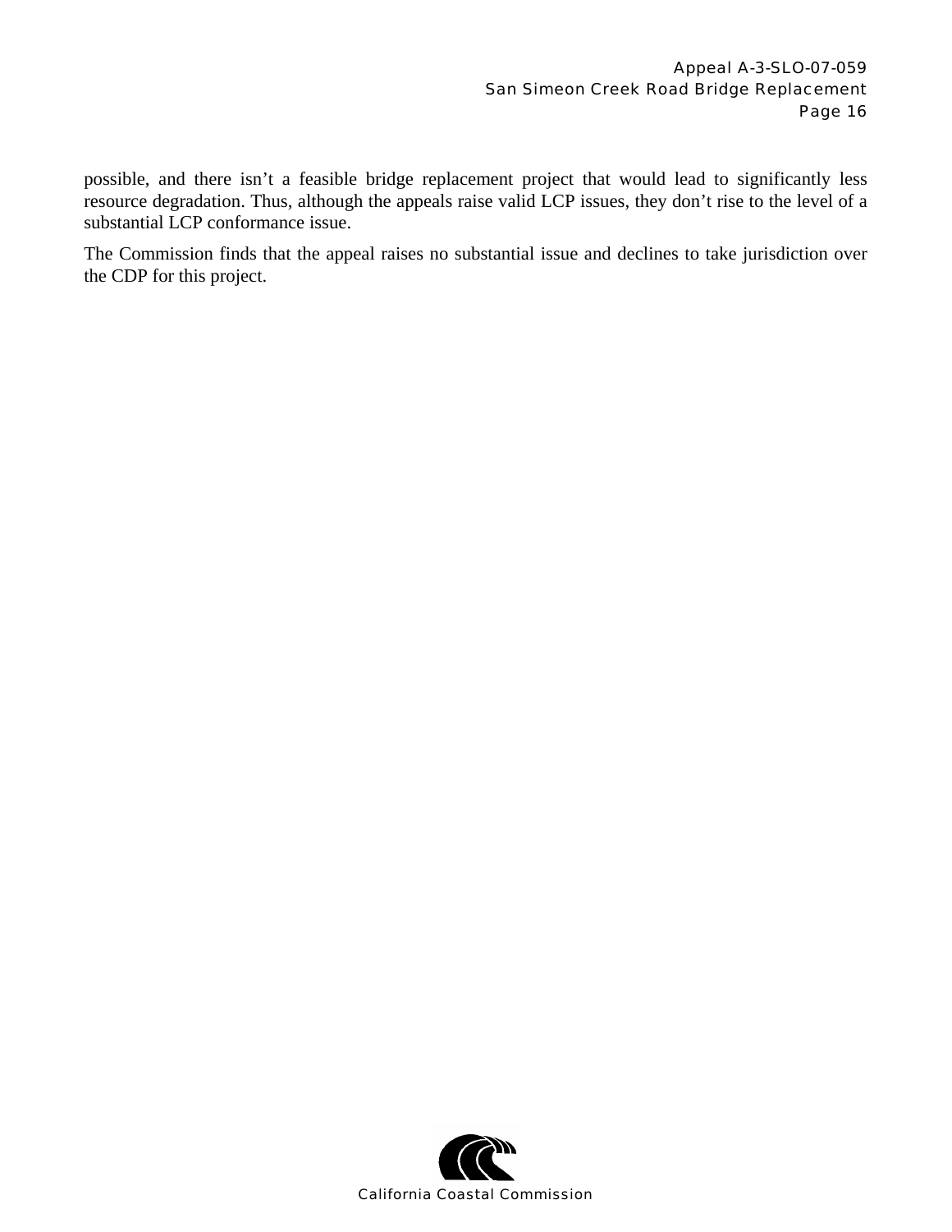possible, and there isn’t a feasible bridge replacement project that would lead to significantly less resource degradation. Thus, although the appeals raise valid LCP issues, they don’t rise to the level of a substantial LCP conformance issue.

The Commission finds that the appeal raises no substantial issue and declines to take jurisdiction over the CDP for this project.